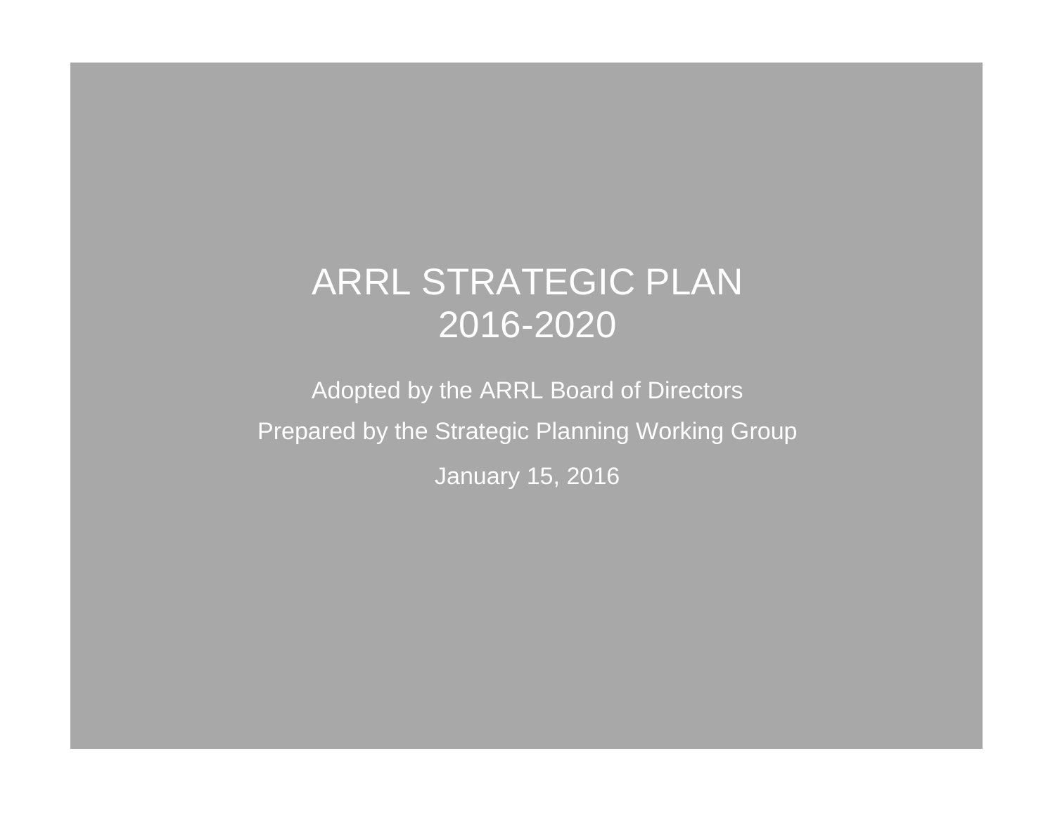# ARRL STRATEGIC PLAN 2016-2020

Adopted by the ARRL Board of Directors

Prepared by the Strategic Planning Working Group

January 15, 2016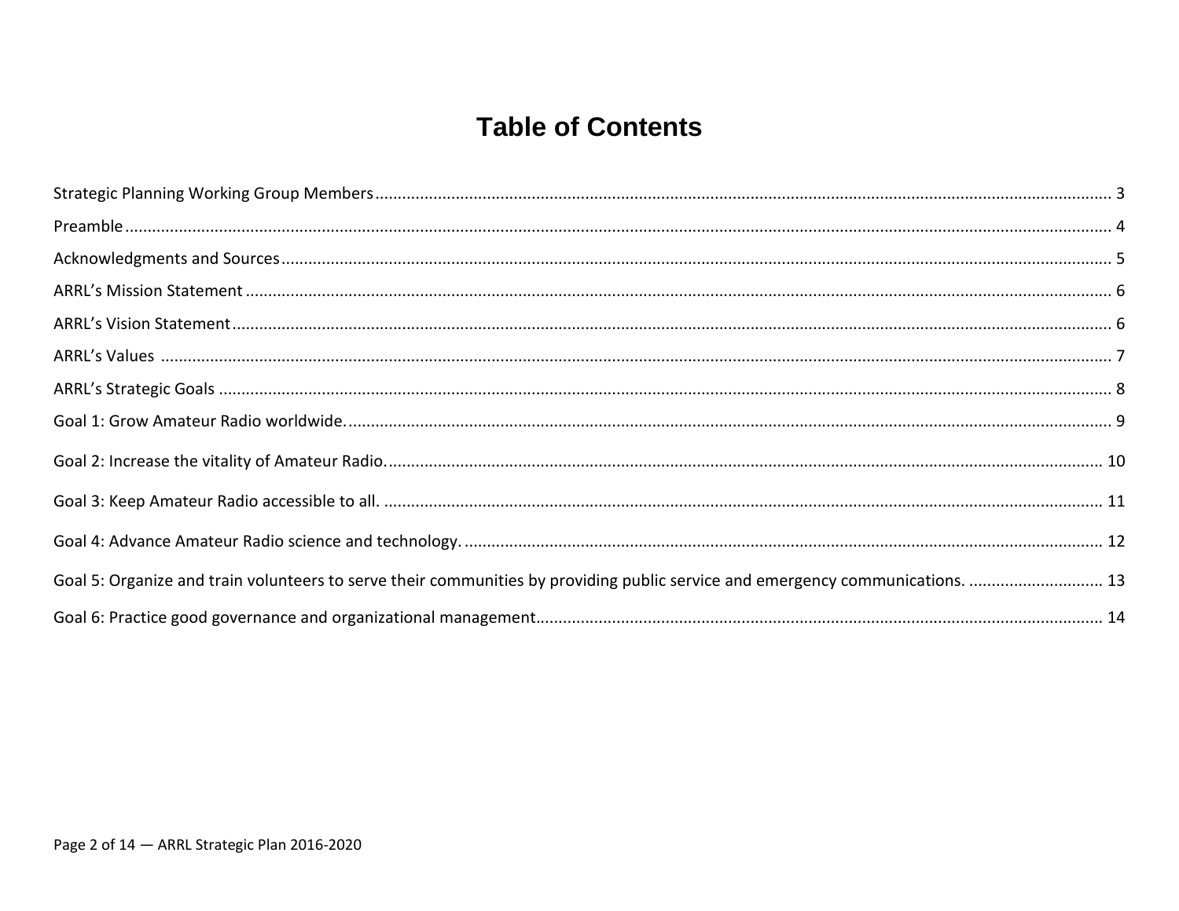# Table of Contents

Strategic Planning Working Group Members ........................................ 3

Preamble ........................................ 4

Acknowledgments and Sources ........................................ 5

ARRL's Mission Statement ........................................ 6

ARRL's Vision Statement ........................................ 6

ARRL's Values ........................................ 7

ARRL's Strategic Goals ........................................ 8

Goal 1: Grow Amateur Radio worldwide. ........................................ 9

Goal 2: Increase the vitality of Amateur Radio. ........................................ 10

Goal 3: Keep Amateur Radio accessible to all. ........................................ 11

Goal 4: Advance Amateur Radio science and technology. ........................................ 12

Goal 5: Organize and train volunteers to serve their communities by providing public service and emergency communications. ........................................ 13

Goal 6: Practice good governance and organizational management ........................................ 14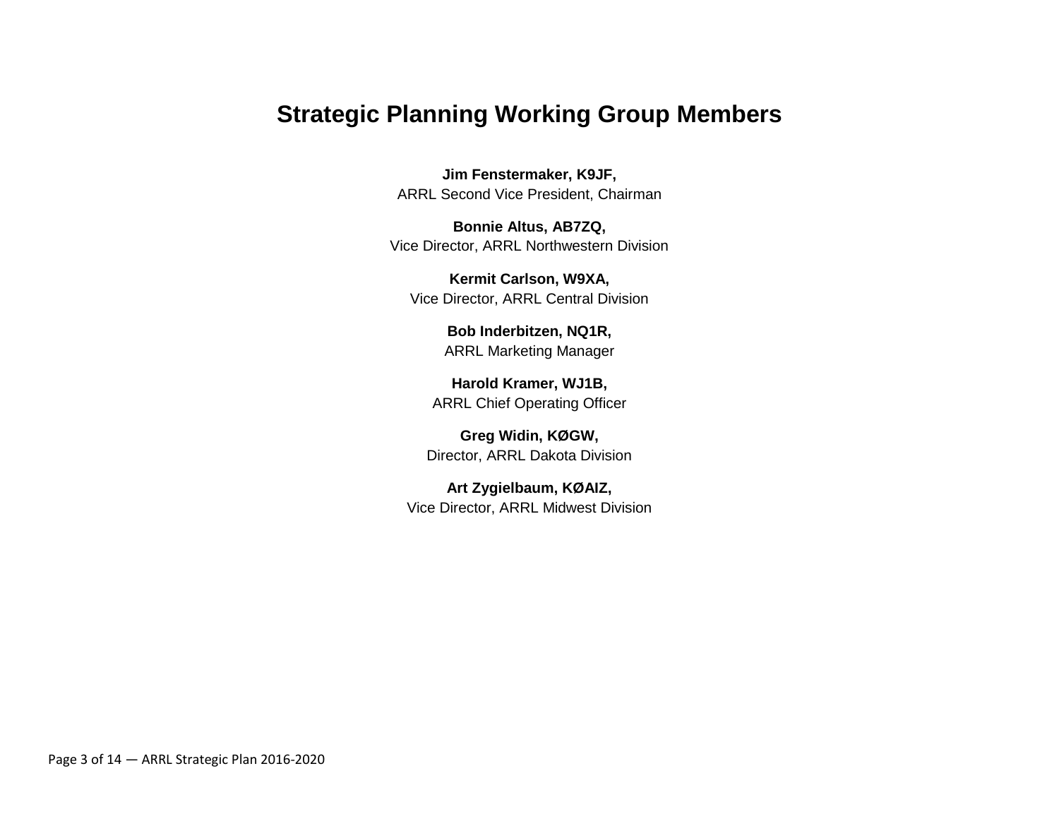# Strategic Planning Working Group Members

**Jim Fenstermaker, K9JF,**
ARRL Second Vice President, Chairman

**Bonnie Altus, AB7ZQ,**
Vice Director, ARRL Northwestern Division

**Kermit Carlson, W9XA,**
Vice Director, ARRL Central Division

**Bob Inderbitzen, NQ1R,**
ARRL Marketing Manager

**Harold Kramer, WJ1B,**
ARRL Chief Operating Officer

**Greg Widin, KØGW,**
Director, ARRL Dakota Division

**Art Zygielbaum, KØAIZ,**
Vice Director, ARRL Midwest Division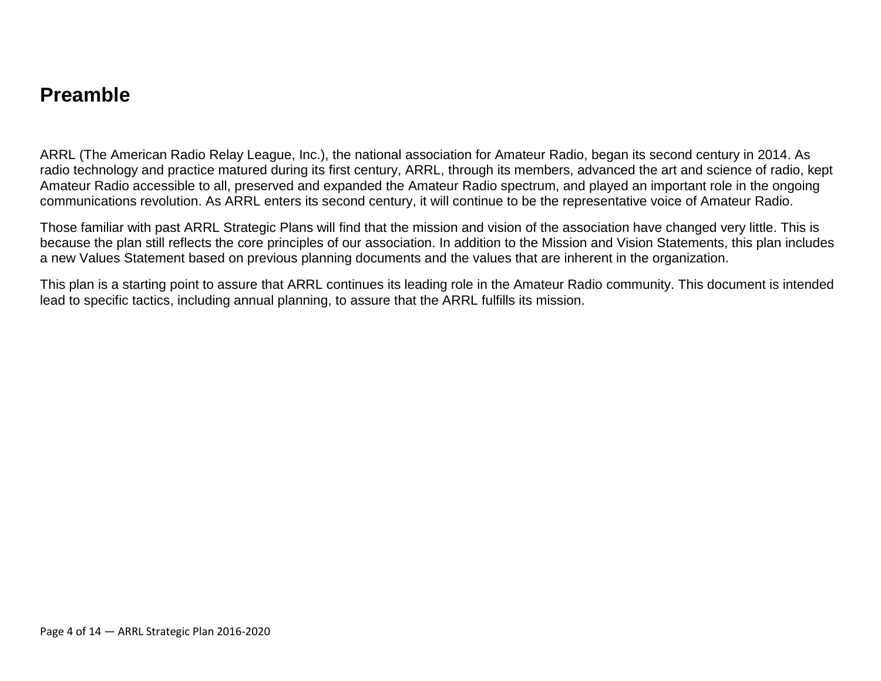## Preamble

ARRL (The American Radio Relay League, Inc.), the national association for Amateur Radio, began its second century in 2014. As radio technology and practice matured during its first century, ARRL, through its members, advanced the art and science of radio, kept Amateur Radio accessible to all, preserved and expanded the Amateur Radio spectrum, and played an important role in the ongoing communications revolution. As ARRL enters its second century, it will continue to be the representative voice of Amateur Radio.

Those familiar with past ARRL Strategic Plans will find that the mission and vision of the association have changed very little. This is because the plan still reflects the core principles of our association. In addition to the Mission and Vision Statements, this plan includes a new Values Statement based on previous planning documents and the values that are inherent in the organization.

This plan is a starting point to assure that ARRL continues its leading role in the Amateur Radio community. This document is intended lead to specific tactics, including annual planning, to assure that the ARRL fulfills its mission.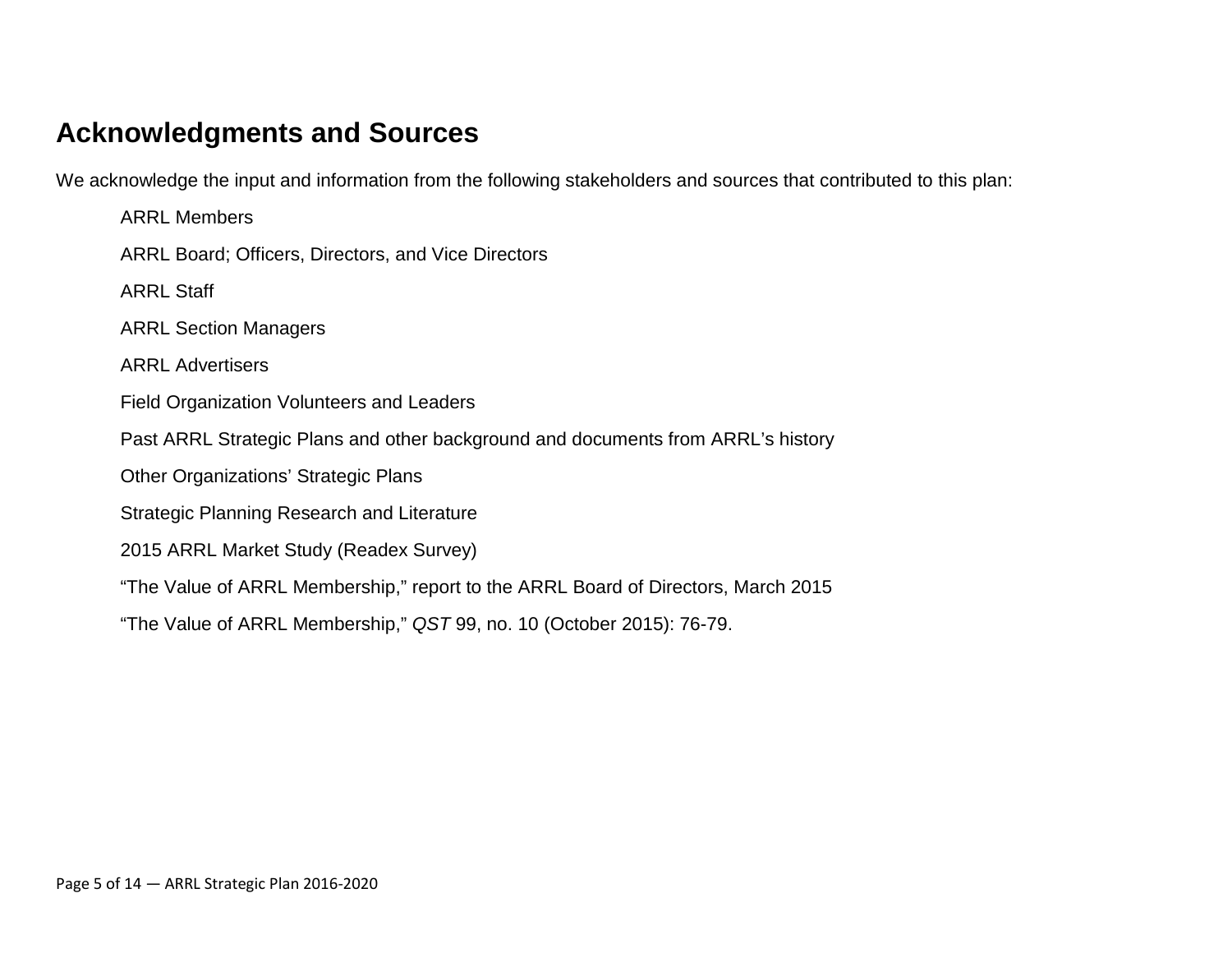## Acknowledgments and Sources

We acknowledge the input and information from the following stakeholders and sources that contributed to this plan:

ARRL Members

ARRL Board; Officers, Directors, and Vice Directors

ARRL Staff

ARRL Section Managers

ARRL Advertisers

Field Organization Volunteers and Leaders

Past ARRL Strategic Plans and other background and documents from ARRL's history

Other Organizations' Strategic Plans

Strategic Planning Research and Literature

2015 ARRL Market Study (Readex Survey)

"The Value of ARRL Membership," report to the ARRL Board of Directors, March 2015

"The Value of ARRL Membership," *QST* 99, no. 10 (October 2015): 76-79.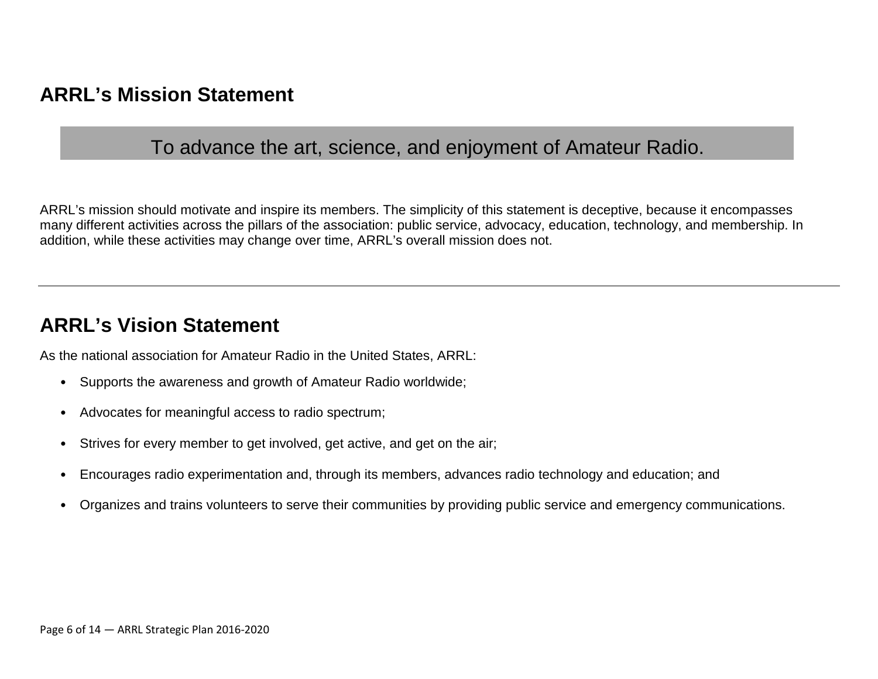## ARRL’s Mission Statement

To advance the art, science, and enjoyment of Amateur Radio.

ARRL’s mission should motivate and inspire its members. The simplicity of this statement is deceptive, because it encompasses many different activities across the pillars of the association: public service, advocacy, education, technology, and membership. In addition, while these activities may change over time, ARRL’s overall mission does not.

---

## ARRL’s Vision Statement

As the national association for Amateur Radio in the United States, ARRL:

- Supports the awareness and growth of Amateur Radio worldwide;
- Advocates for meaningful access to radio spectrum;
- Strives for every member to get involved, get active, and get on the air;
- Encourages radio experimentation and, through its members, advances radio technology and education; and
- Organizes and trains volunteers to serve their communities by providing public service and emergency communications.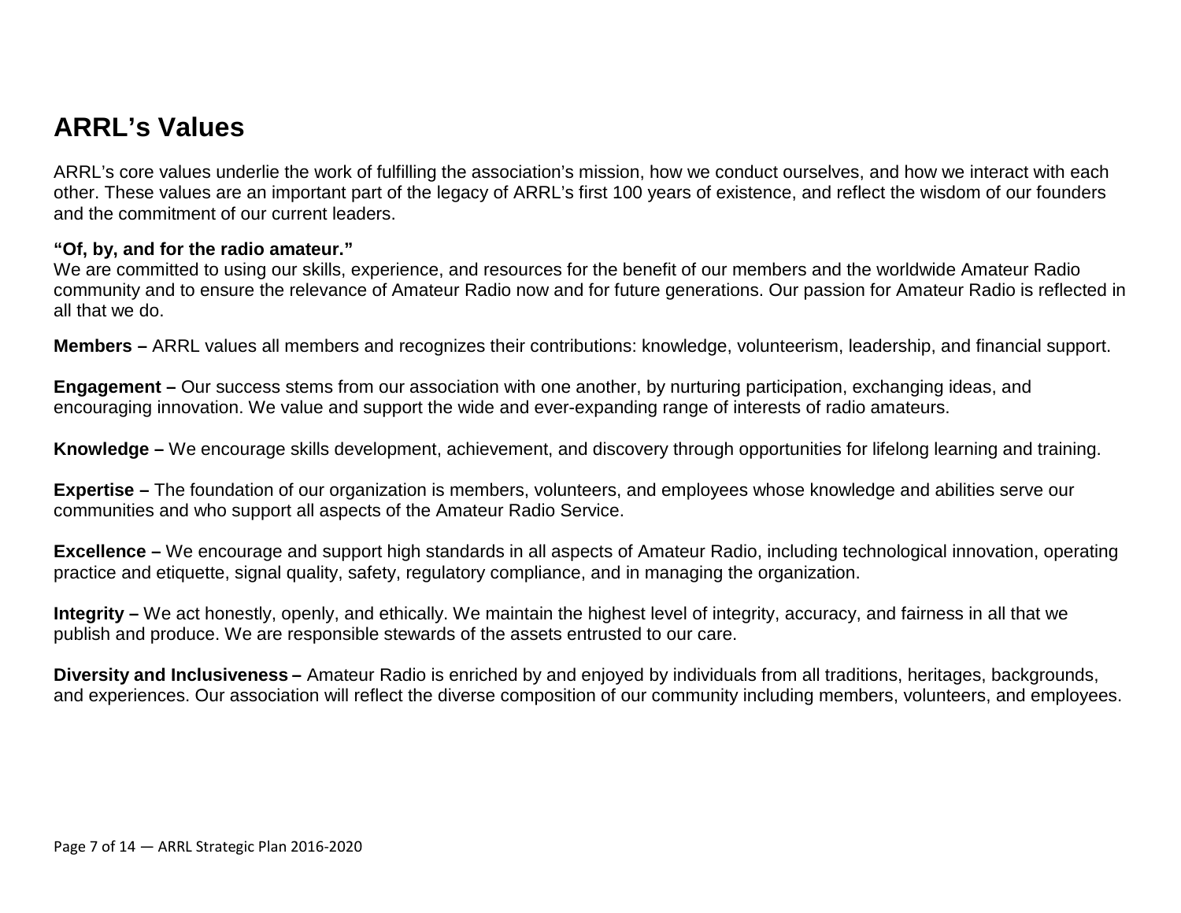# ARRL's Values

ARRL's core values underlie the work of fulfilling the association's mission, how we conduct ourselves, and how we interact with each other. These values are an important part of the legacy of ARRL's first 100 years of existence, and reflect the wisdom of our founders and the commitment of our current leaders.

**"Of, by, and for the radio amateur."**
We are committed to using our skills, experience, and resources for the benefit of our members and the worldwide Amateur Radio community and to ensure the relevance of Amateur Radio now and for future generations. Our passion for Amateur Radio is reflected in all that we do.

**Members –** ARRL values all members and recognizes their contributions: knowledge, volunteerism, leadership, and financial support.

**Engagement –** Our success stems from our association with one another, by nurturing participation, exchanging ideas, and encouraging innovation. We value and support the wide and ever-expanding range of interests of radio amateurs.

**Knowledge –** We encourage skills development, achievement, and discovery through opportunities for lifelong learning and training.

**Expertise –** The foundation of our organization is members, volunteers, and employees whose knowledge and abilities serve our communities and who support all aspects of the Amateur Radio Service.

**Excellence –** We encourage and support high standards in all aspects of Amateur Radio, including technological innovation, operating practice and etiquette, signal quality, safety, regulatory compliance, and in managing the organization.

**Integrity –** We act honestly, openly, and ethically. We maintain the highest level of integrity, accuracy, and fairness in all that we publish and produce. We are responsible stewards of the assets entrusted to our care.

**Diversity and Inclusiveness –** Amateur Radio is enriched by and enjoyed by individuals from all traditions, heritages, backgrounds, and experiences. Our association will reflect the diverse composition of our community including members, volunteers, and employees.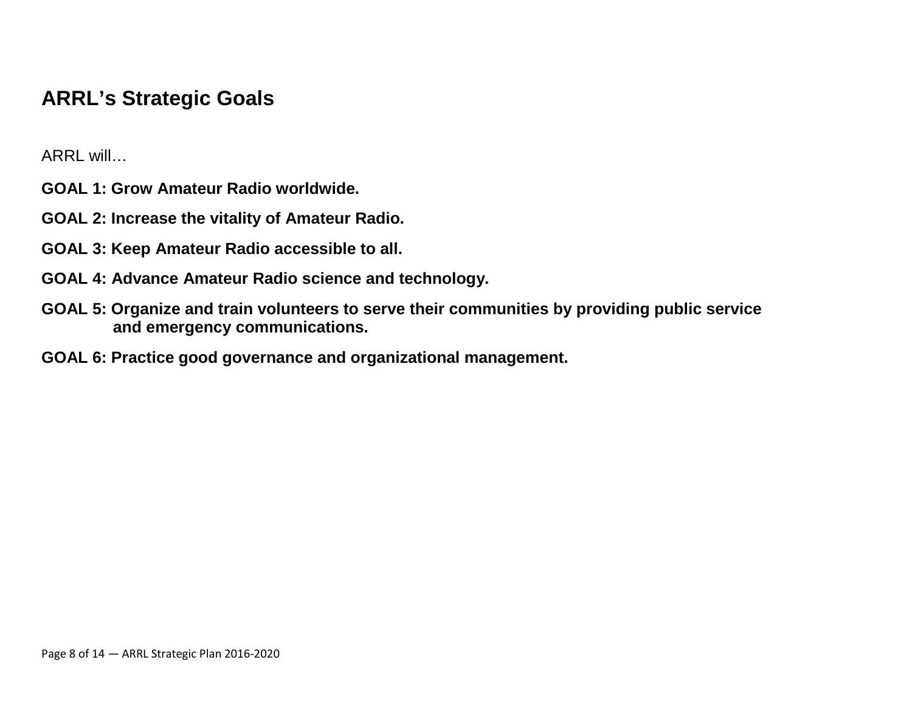## ARRL's Strategic Goals

ARRL will…

**GOAL 1: Grow Amateur Radio worldwide.**

**GOAL 2: Increase the vitality of Amateur Radio.**

**GOAL 3: Keep Amateur Radio accessible to all.**

**GOAL 4: Advance Amateur Radio science and technology.**

**GOAL 5: Organize and train volunteers to serve their communities by providing public service and emergency communications.**

**GOAL 6: Practice good governance and organizational management.**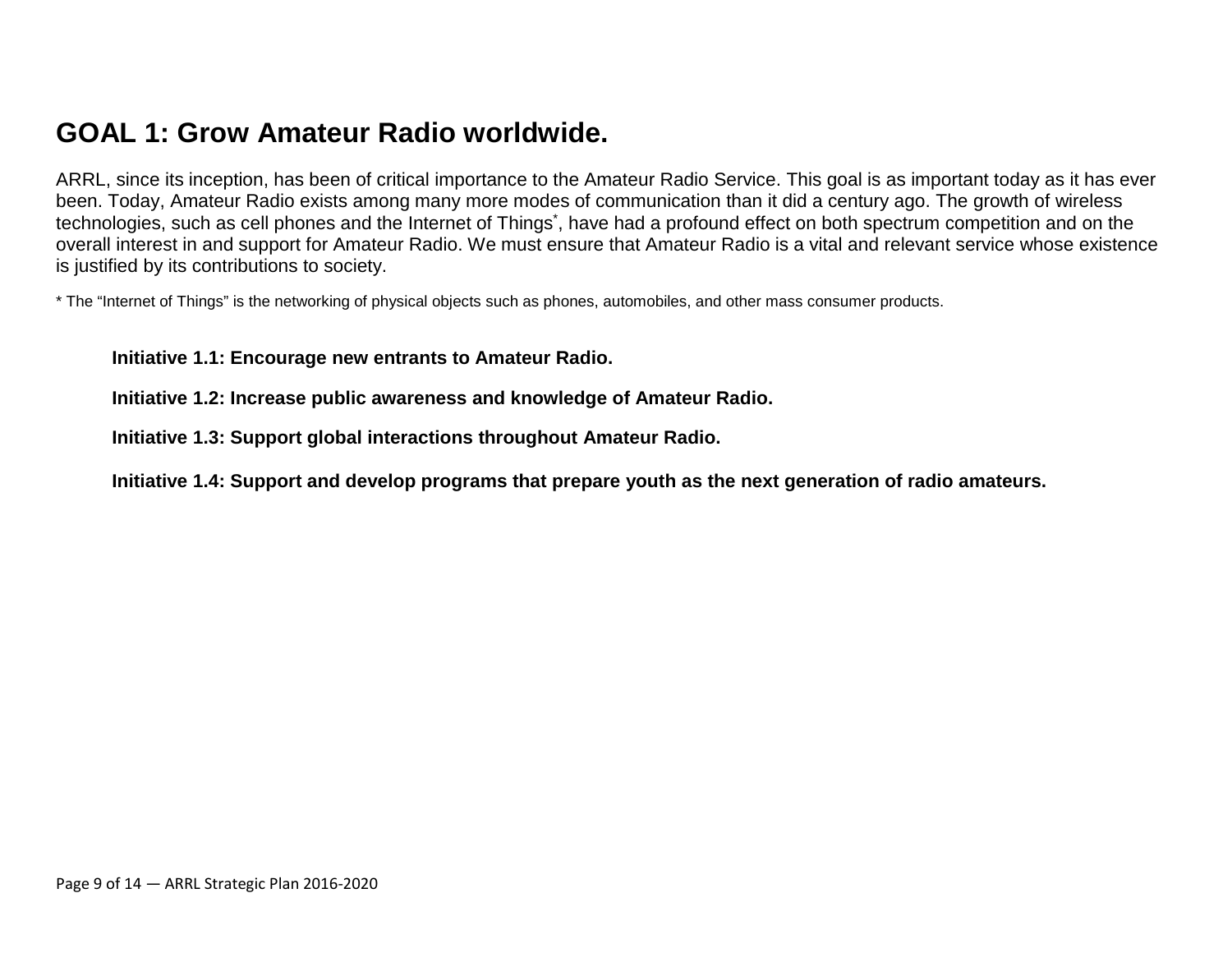# GOAL 1: Grow Amateur Radio worldwide.

ARRL, since its inception, has been of critical importance to the Amateur Radio Service. This goal is as important today as it has ever been. Today, Amateur Radio exists among many more modes of communication than it did a century ago. The growth of wireless technologies, such as cell phones and the Internet of Things*, have had a profound effect on both spectrum competition and on the overall interest in and support for Amateur Radio. We must ensure that Amateur Radio is a vital and relevant service whose existence is justified by its contributions to society.

* The "Internet of Things" is the networking of physical objects such as phones, automobiles, and other mass consumer products.

**Initiative 1.1: Encourage new entrants to Amateur Radio.**

**Initiative 1.2: Increase public awareness and knowledge of Amateur Radio.**

**Initiative 1.3: Support global interactions throughout Amateur Radio.**

**Initiative 1.4: Support and develop programs that prepare youth as the next generation of radio amateurs.**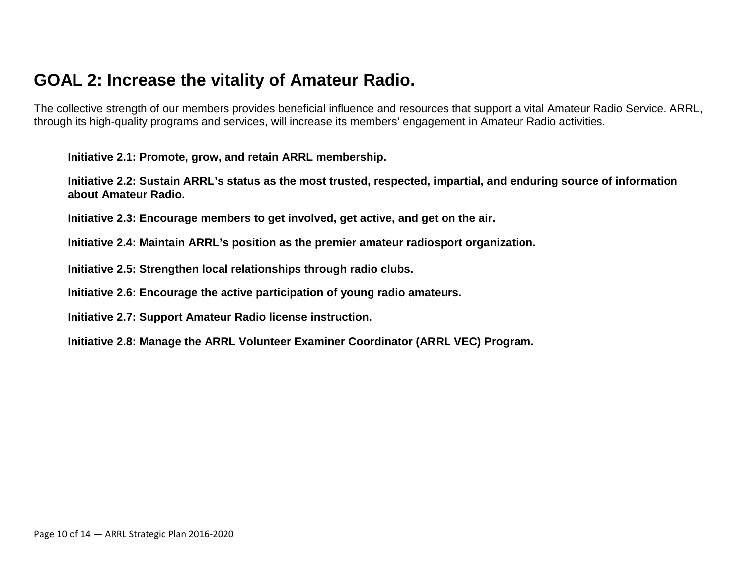## GOAL 2: Increase the vitality of Amateur Radio.

The collective strength of our members provides beneficial influence and resources that support a vital Amateur Radio Service. ARRL, through its high-quality programs and services, will increase its members' engagement in Amateur Radio activities.

**Initiative 2.1: Promote, grow, and retain ARRL membership.**

**Initiative 2.2: Sustain ARRL's status as the most trusted, respected, impartial, and enduring source of information about Amateur Radio.**

**Initiative 2.3: Encourage members to get involved, get active, and get on the air.**

**Initiative 2.4: Maintain ARRL's position as the premier amateur radiosport organization.**

**Initiative 2.5: Strengthen local relationships through radio clubs.**

**Initiative 2.6: Encourage the active participation of young radio amateurs.**

**Initiative 2.7: Support Amateur Radio license instruction.**

**Initiative 2.8: Manage the ARRL Volunteer Examiner Coordinator (ARRL VEC) Program.**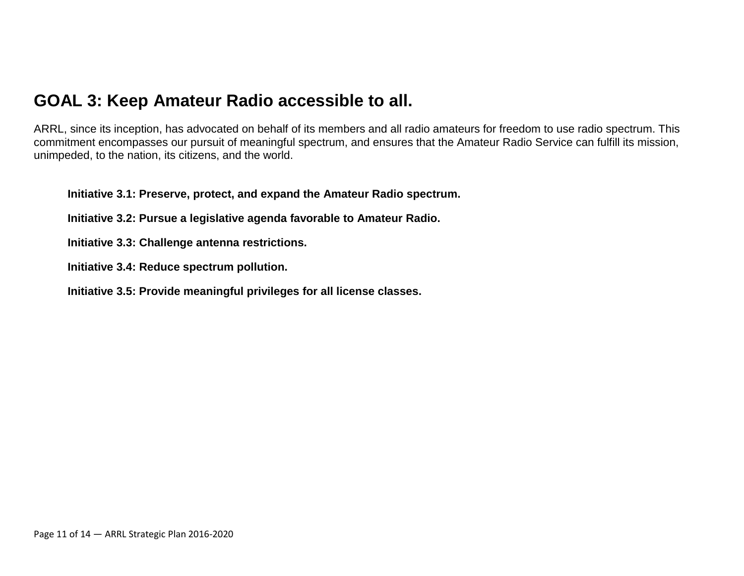## GOAL 3: Keep Amateur Radio accessible to all.

ARRL, since its inception, has advocated on behalf of its members and all radio amateurs for freedom to use radio spectrum. This commitment encompasses our pursuit of meaningful spectrum, and ensures that the Amateur Radio Service can fulfill its mission, unimpeded, to the nation, its citizens, and the world.

**Initiative 3.1: Preserve, protect, and expand the Amateur Radio spectrum.**

**Initiative 3.2: Pursue a legislative agenda favorable to Amateur Radio.**

**Initiative 3.3: Challenge antenna restrictions.**

**Initiative 3.4: Reduce spectrum pollution.**

**Initiative 3.5: Provide meaningful privileges for all license classes.**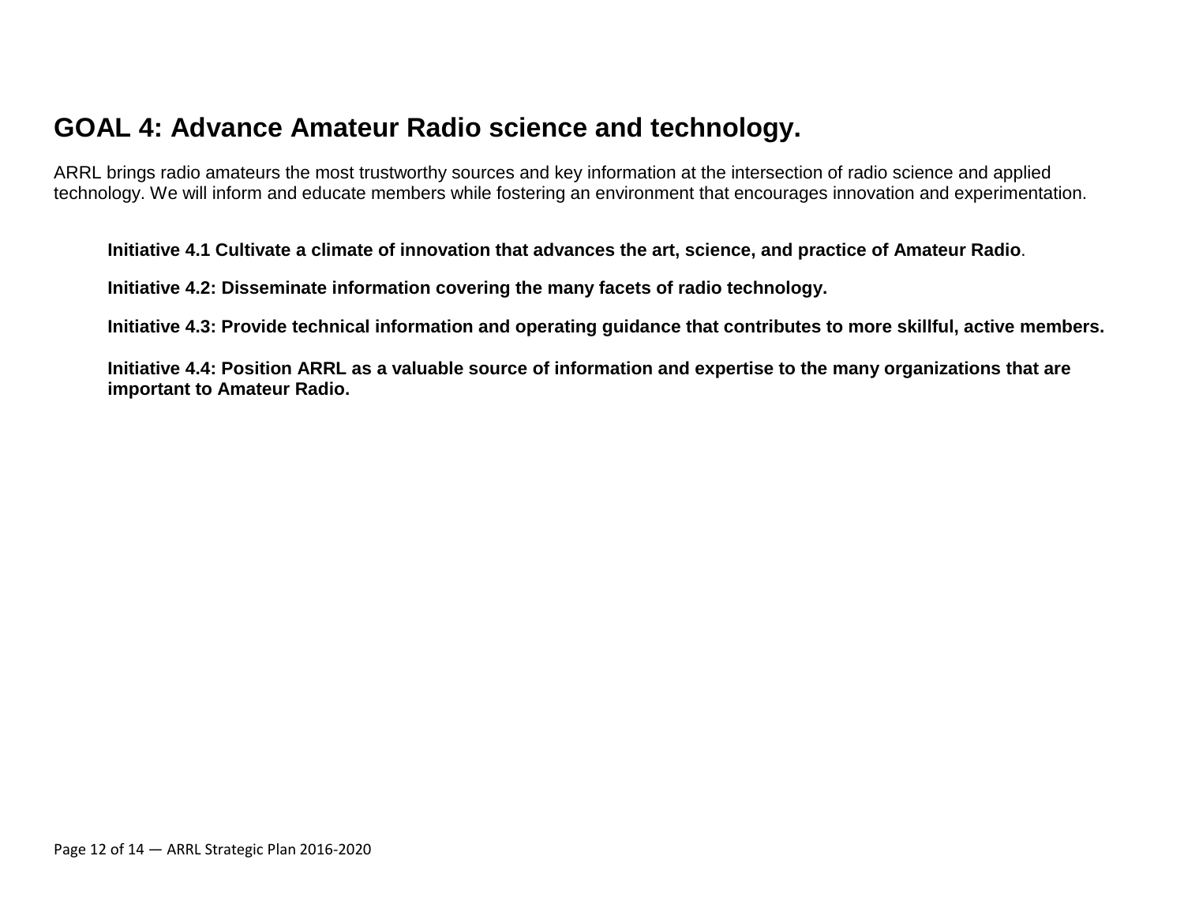## GOAL 4: Advance Amateur Radio science and technology.

ARRL brings radio amateurs the most trustworthy sources and key information at the intersection of radio science and applied technology. We will inform and educate members while fostering an environment that encourages innovation and experimentation.

**Initiative 4.1 Cultivate a climate of innovation that advances the art, science, and practice of Amateur Radio**.

**Initiative 4.2: Disseminate information covering the many facets of radio technology.**

**Initiative 4.3: Provide technical information and operating guidance that contributes to more skillful, active members.**

**Initiative 4.4: Position ARRL as a valuable source of information and expertise to the many organizations that are important to Amateur Radio.**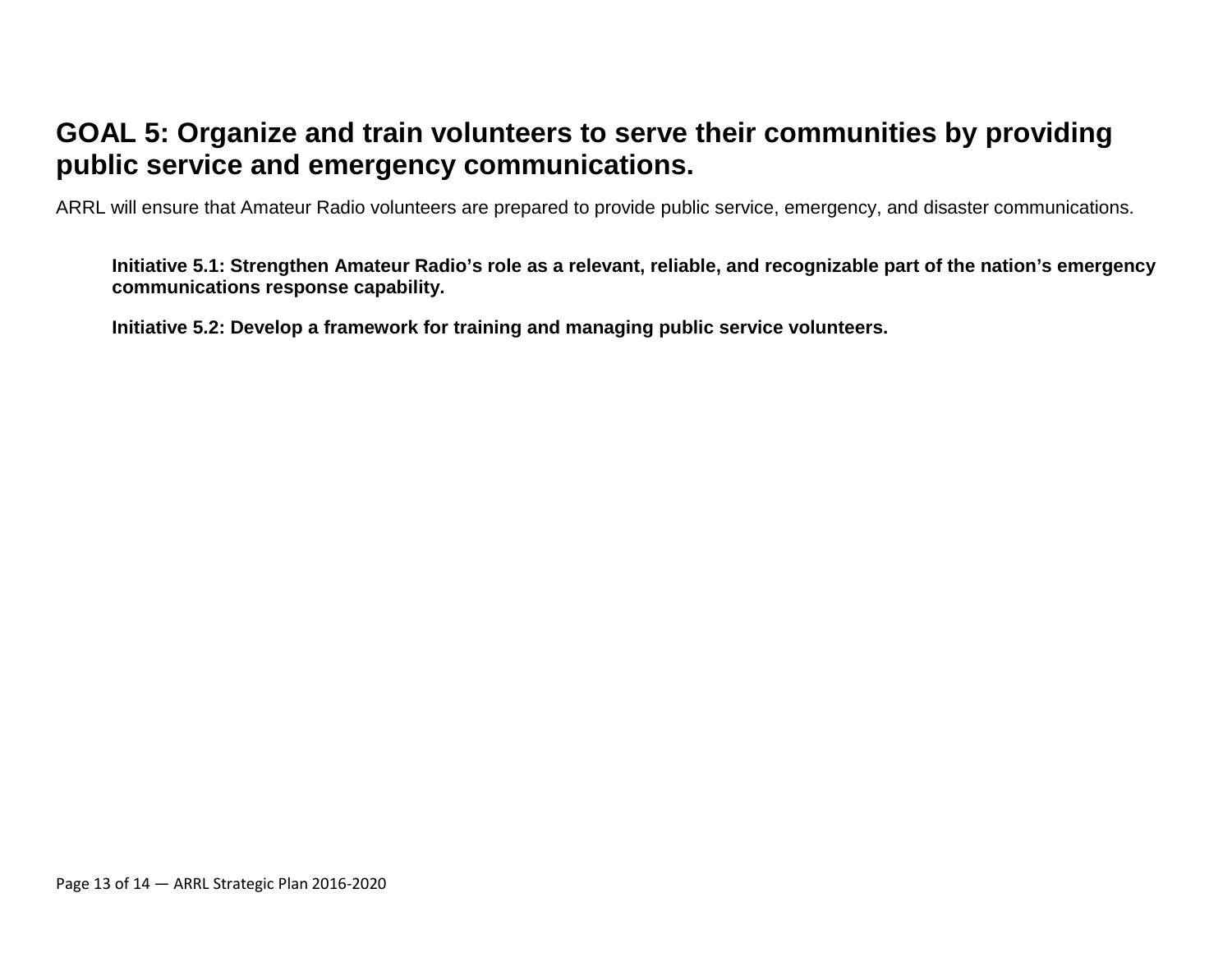## GOAL 5: Organize and train volunteers to serve their communities by providing public service and emergency communications.

ARRL will ensure that Amateur Radio volunteers are prepared to provide public service, emergency, and disaster communications.

**Initiative 5.1: Strengthen Amateur Radio's role as a relevant, reliable, and recognizable part of the nation's emergency communications response capability.**

**Initiative 5.2: Develop a framework for training and managing public service volunteers.**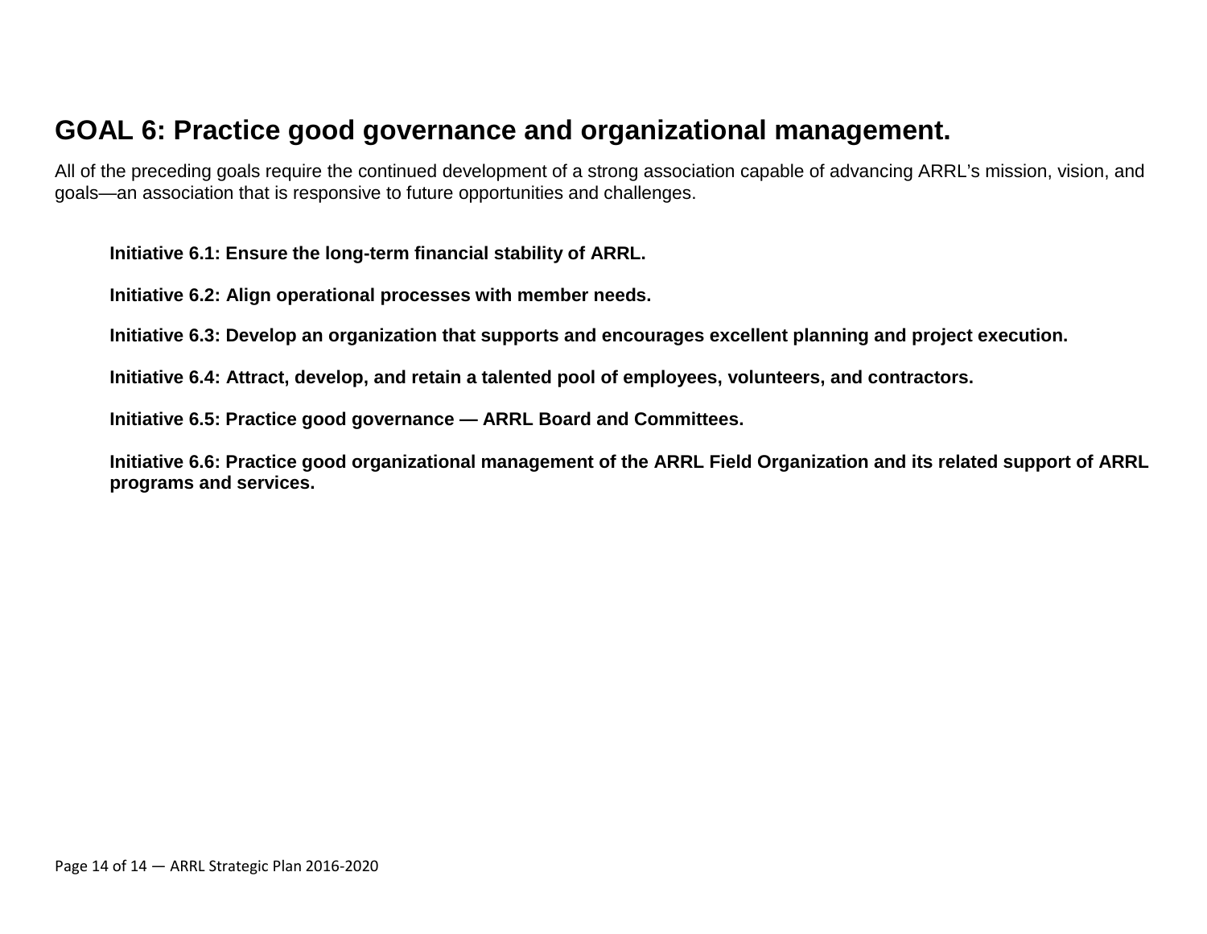## GOAL 6: Practice good governance and organizational management.

All of the preceding goals require the continued development of a strong association capable of advancing ARRL's mission, vision, and goals—an association that is responsive to future opportunities and challenges.

**Initiative 6.1: Ensure the long-term financial stability of ARRL.**

**Initiative 6.2: Align operational processes with member needs.**

**Initiative 6.3: Develop an organization that supports and encourages excellent planning and project execution.**

**Initiative 6.4: Attract, develop, and retain a talented pool of employees, volunteers, and contractors.**

**Initiative 6.5: Practice good governance — ARRL Board and Committees.**

**Initiative 6.6: Practice good organizational management of the ARRL Field Organization and its related support of ARRL programs and services.**